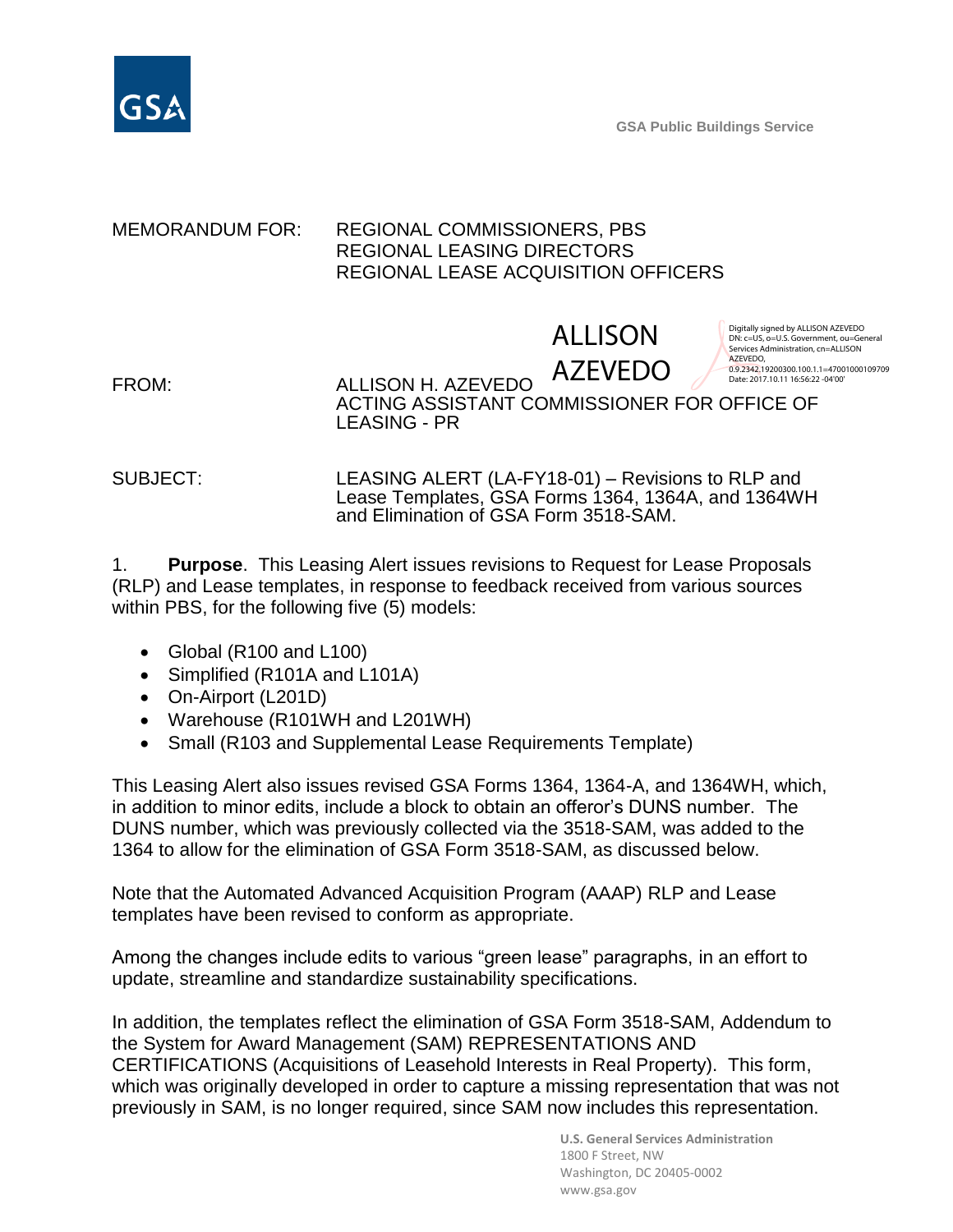GSA Public Buildings Service

MEMORANDUM FOR: REGIONAL COMMISSIONERS, PBS
REGIONAL LEASING DIRECTORS
REGIONAL LEASE ACQUISITION OFFICERS

FROM: ALLISON H. AZEVEDO
ACTING ASSISTANT COMMISSIONER FOR OFFICE OF LEASING - PR

ALLISON AZEVEDO

Digitally signed by ALLISON AZEVEDO
DN: c=US, o=U.S. Government, ou=General Services Administration, cn=ALLISON AZEVEDO, 0.9.2342.19200300.100.1.1=47001000109709
Date: 2017.10.11 16:56:22 -04'00'

SUBJECT: LEASING ALERT (LA-FY18-01) – Revisions to RLP and Lease Templates, GSA Forms 1364, 1364A, and 1364WH and Elimination of GSA Form 3518-SAM.

1. **Purpose**. This Leasing Alert issues revisions to Request for Lease Proposals (RLP) and Lease templates, in response to feedback received from various sources within PBS, for the following five (5) models:

- Global (R100 and L100)
- Simplified (R101A and L101A)
- On-Airport (L201D)
- Warehouse (R101WH and L201WH)
- Small (R103 and Supplemental Lease Requirements Template)

This Leasing Alert also issues revised GSA Forms 1364, 1364-A, and 1364WH, which, in addition to minor edits, include a block to obtain an offeror's DUNS number. The DUNS number, which was previously collected via the 3518-SAM, was added to the 1364 to allow for the elimination of GSA Form 3518-SAM, as discussed below.

Note that the Automated Advanced Acquisition Program (AAAP) RLP and Lease templates have been revised to conform as appropriate.

Among the changes include edits to various "green lease" paragraphs, in an effort to update, streamline and standardize sustainability specifications.

In addition, the templates reflect the elimination of GSA Form 3518-SAM, Addendum to the System for Award Management (SAM) REPRESENTATIONS AND CERTIFICATIONS (Acquisitions of Leasehold Interests in Real Property). This form, which was originally developed in order to capture a missing representation that was not previously in SAM, is no longer required, since SAM now includes this representation.

U.S. General Services Administration
1800 F Street, NW
Washington, DC 20405-0002
www.gsa.gov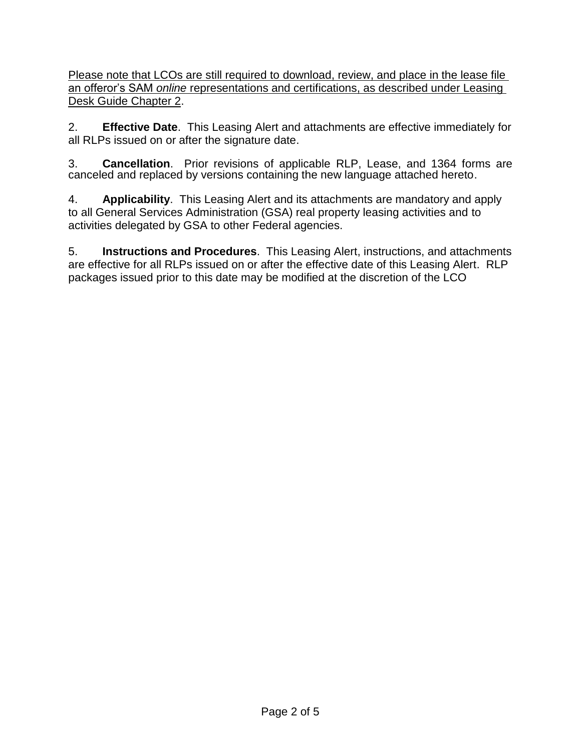<u>Please note that LCOs are still required to download, review, and place in the lease file an offeror's SAM *online* representations and certifications, as described under Leasing Desk Guide Chapter 2</u>.

2. **Effective Date**. This Leasing Alert and attachments are effective immediately for all RLPs issued on or after the signature date.

3. **Cancellation**. Prior revisions of applicable RLP, Lease, and 1364 forms are canceled and replaced by versions containing the new language attached hereto.

4. **Applicability**. This Leasing Alert and its attachments are mandatory and apply to all General Services Administration (GSA) real property leasing activities and to activities delegated by GSA to other Federal agencies.

5. **Instructions and Procedures**. This Leasing Alert, instructions, and attachments are effective for all RLPs issued on or after the effective date of this Leasing Alert. RLP packages issued prior to this date may be modified at the discretion of the LCO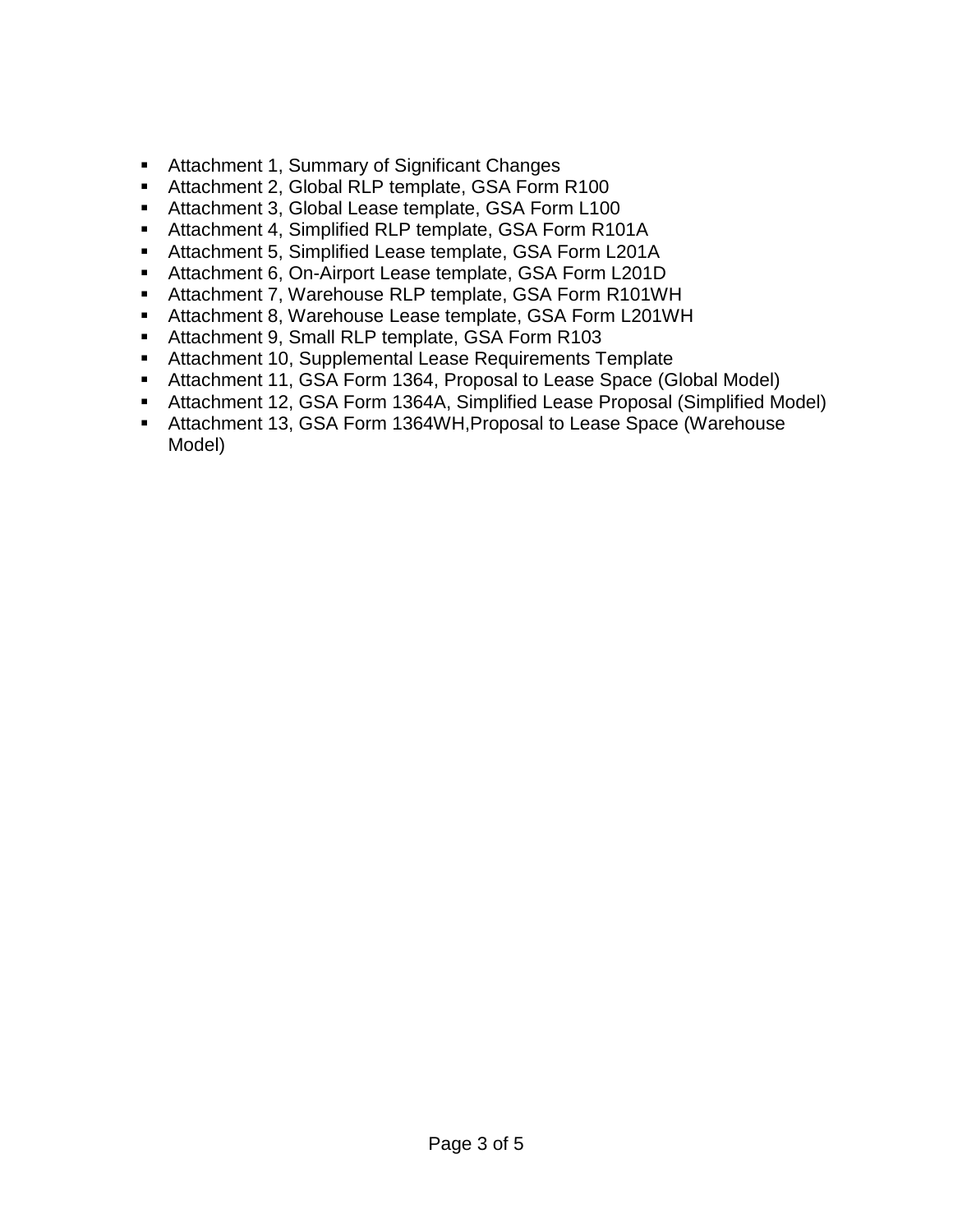- Attachment 1, Summary of Significant Changes
- Attachment 2, Global RLP template, GSA Form R100
- Attachment 3, Global Lease template, GSA Form L100
- Attachment 4, Simplified RLP template, GSA Form R101A
- Attachment 5, Simplified Lease template, GSA Form L201A
- Attachment 6, On-Airport Lease template, GSA Form L201D
- Attachment 7, Warehouse RLP template, GSA Form R101WH
- Attachment 8, Warehouse Lease template, GSA Form L201WH
- Attachment 9, Small RLP template, GSA Form R103
- Attachment 10, Supplemental Lease Requirements Template
- Attachment 11, GSA Form 1364, Proposal to Lease Space (Global Model)
- Attachment 12, GSA Form 1364A, Simplified Lease Proposal (Simplified Model)
- Attachment 13, GSA Form 1364WH,Proposal to Lease Space (Warehouse Model)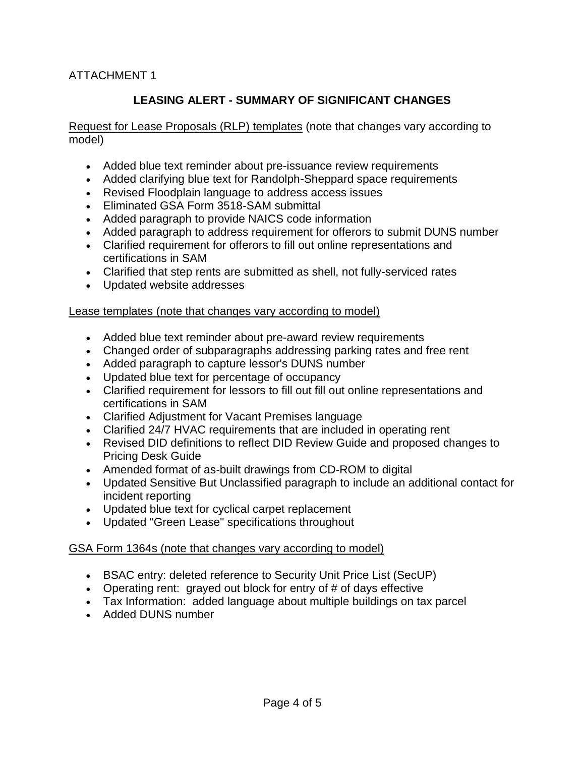ATTACHMENT 1

## LEASING ALERT - SUMMARY OF SIGNIFICANT CHANGES

<u>Request for Lease Proposals (RLP) templates</u> (note that changes vary according to model)

- Added blue text reminder about pre-issuance review requirements
- Added clarifying blue text for Randolph-Sheppard space requirements
- Revised Floodplain language to address access issues
- Eliminated GSA Form 3518-SAM submittal
- Added paragraph to provide NAICS code information
- Added paragraph to address requirement for offerors to submit DUNS number
- Clarified requirement for offerors to fill out online representations and certifications in SAM
- Clarified that step rents are submitted as shell, not fully-serviced rates
- Updated website addresses

<u>Lease templates (note that changes vary according to model)</u>

- Added blue text reminder about pre-award review requirements
- Changed order of subparagraphs addressing parking rates and free rent
- Added paragraph to capture lessor's DUNS number
- Updated blue text for percentage of occupancy
- Clarified requirement for lessors to fill out fill out online representations and certifications in SAM
- Clarified Adjustment for Vacant Premises language
- Clarified 24/7 HVAC requirements that are included in operating rent
- Revised DID definitions to reflect DID Review Guide and proposed changes to Pricing Desk Guide
- Amended format of as-built drawings from CD-ROM to digital
- Updated Sensitive But Unclassified paragraph to include an additional contact for incident reporting
- Updated blue text for cyclical carpet replacement
- Updated "Green Lease" specifications throughout

<u>GSA Form 1364s (note that changes vary according to model)</u>

- BSAC entry: deleted reference to Security Unit Price List (SecUP)
- Operating rent: grayed out block for entry of # of days effective
- Tax Information: added language about multiple buildings on tax parcel
- Added DUNS number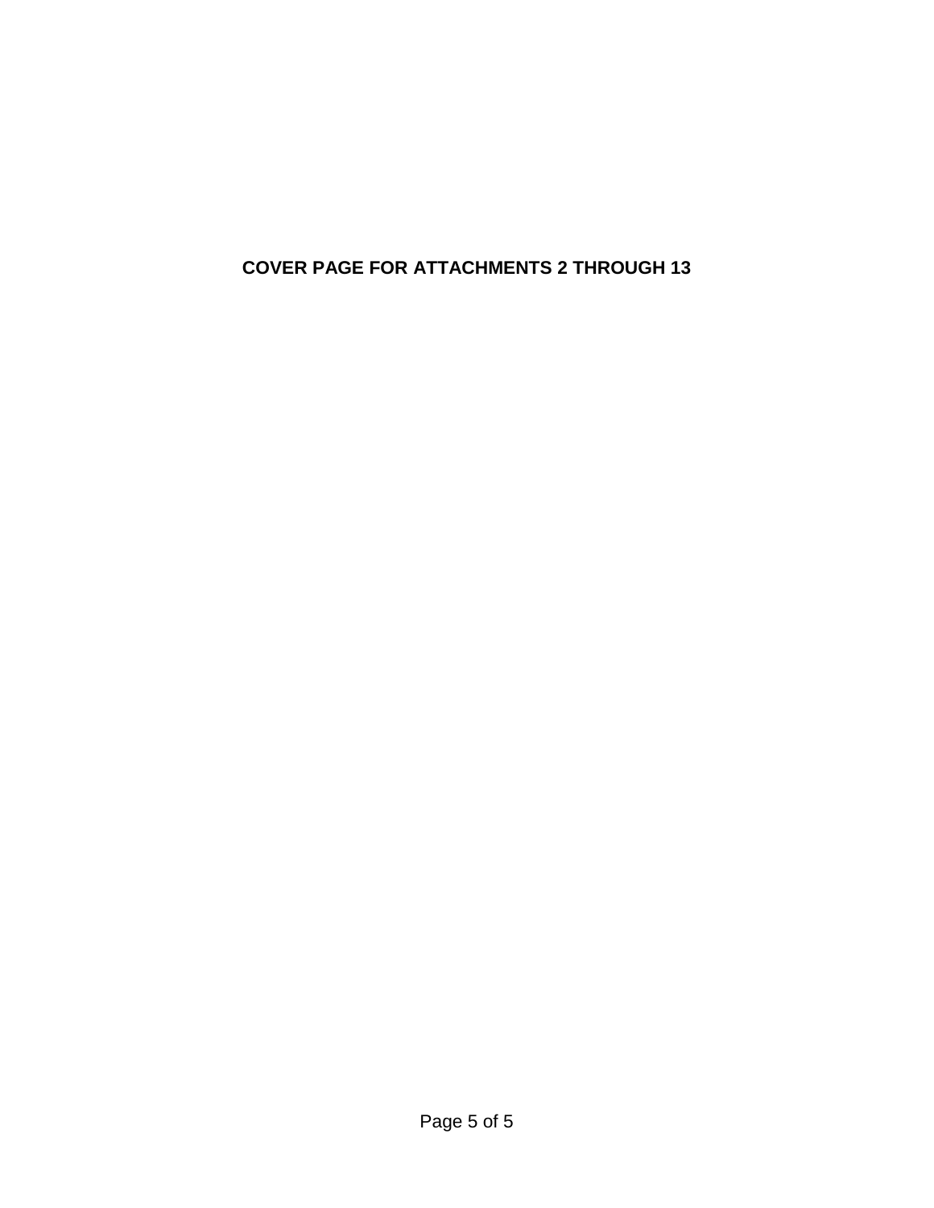**COVER PAGE FOR ATTACHMENTS 2 THROUGH 13**